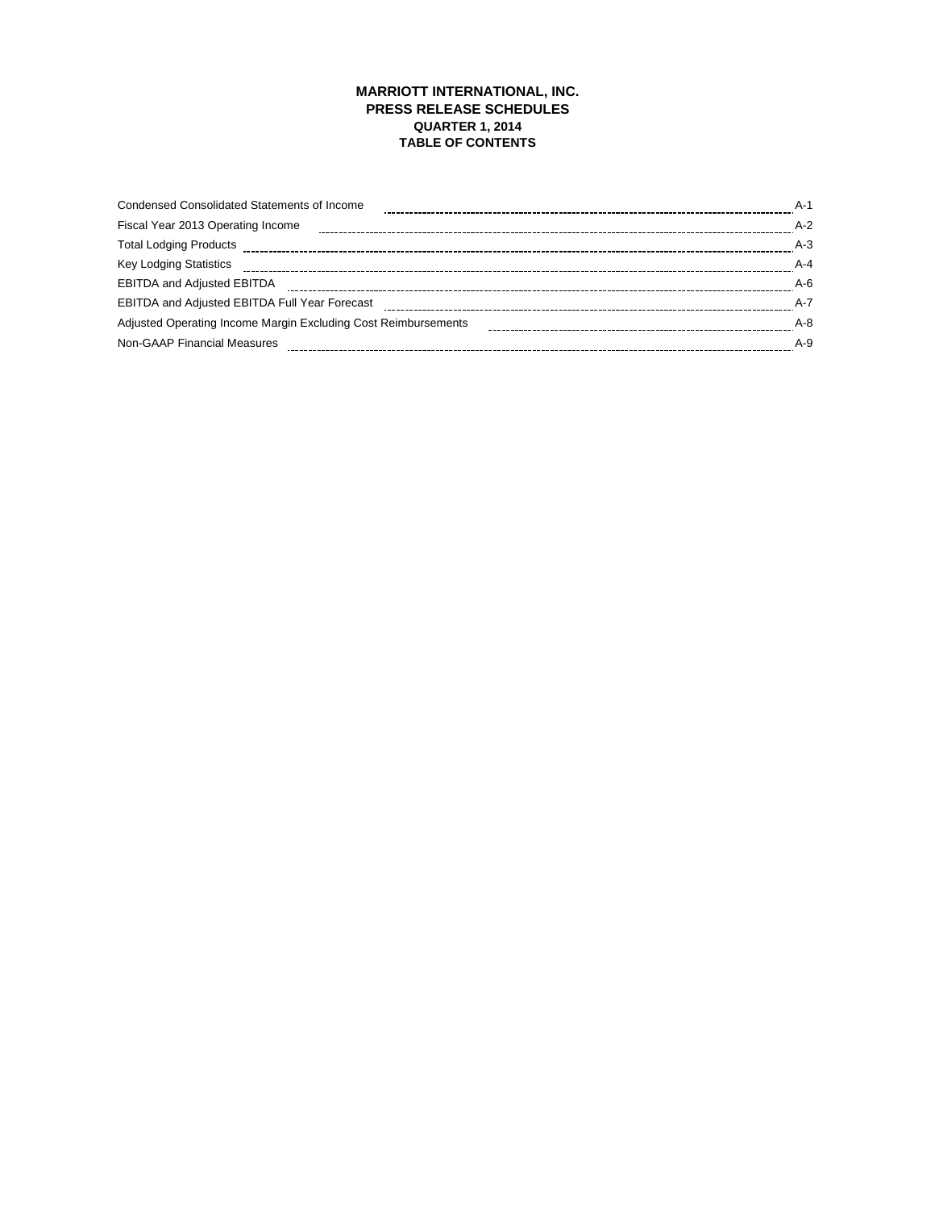# MARRIOTT INTERNATIONAL, INC.
## PRESS RELEASE SCHEDULES
### QUARTER 1, 2014
### TABLE OF CONTENTS

| | |
|---|---|
| Condensed Consolidated Statements of Income | A-1 |
| Fiscal Year 2013 Operating Income | A-2 |
| Total Lodging Products | A-3 |
| Key Lodging Statistics | A-4 |
| EBITDA and Adjusted EBITDA | A-6 |
| EBITDA and Adjusted EBITDA Full Year Forecast | A-7 |
| Adjusted Operating Income Margin Excluding Cost Reimbursements | A-8 |
| Non-GAAP Financial Measures | A-9 |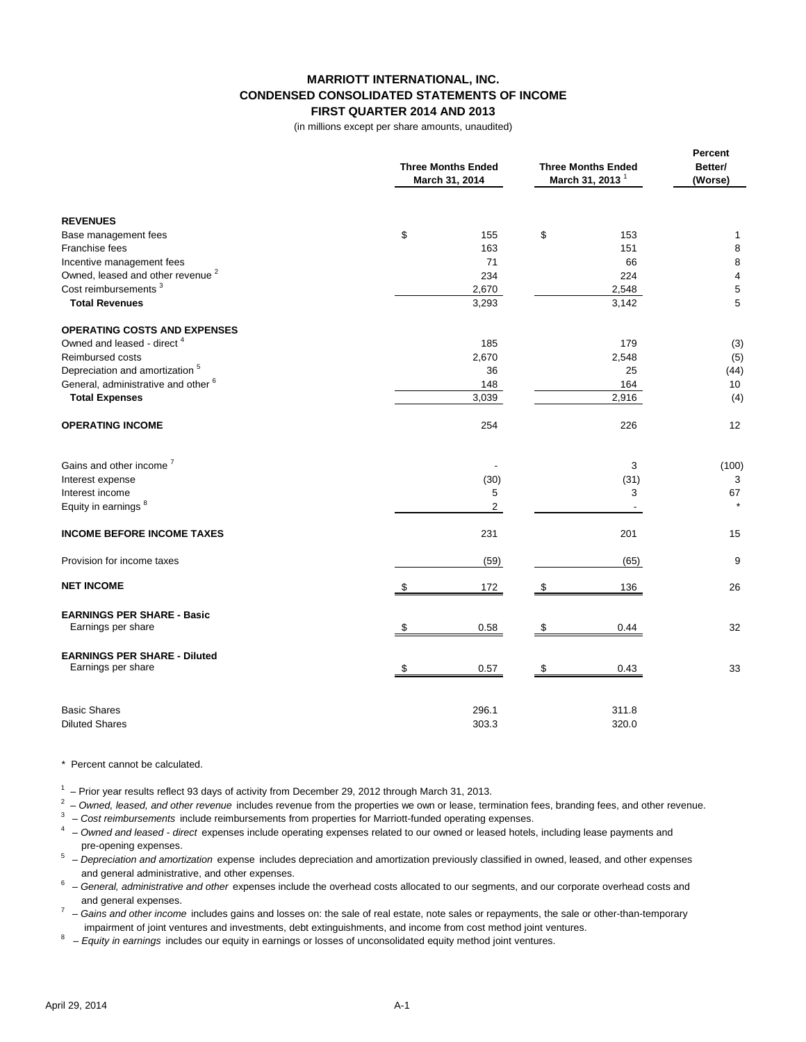**MARRIOTT INTERNATIONAL, INC.**
**CONDENSED CONSOLIDATED STATEMENTS OF INCOME**
**FIRST QUARTER 2014 AND 2013**
(in millions except per share amounts, unaudited)

| | Three Months Ended March 31, 2014 | Three Months Ended March 31, 2013 [1] | Percent Better/ (Worse) |
|---|---|---|---|
| **REVENUES** | | | |
| Base management fees | $ 155 | $ 153 | 1 |
| Franchise fees | 163 | 151 | 8 |
| Incentive management fees | 71 | 66 | 8 |
| Owned, leased and other revenue [2] | 234 | 224 | 4 |
| Cost reimbursements [3] | 2,670 | 2,548 | 5 |
| **Total Revenues** | 3,293 | 3,142 | 5 |
| **OPERATING COSTS AND EXPENSES** | | | |
| Owned and leased - direct [4] | 185 | 179 | (3) |
| Reimbursed costs | 2,670 | 2,548 | (5) |
| Depreciation and amortization [5] | 36 | 25 | (44) |
| General, administrative and other [6] | 148 | 164 | 10 |
| **Total Expenses** | 3,039 | 2,916 | (4) |
| **OPERATING INCOME** | 254 | 226 | 12 |
| Gains and other income [7] | - | 3 | (100) |
| Interest expense | (30) | (31) | 3 |
| Interest income | 5 | 3 | 67 |
| Equity in earnings [8] | 2 | - | * |
| **INCOME BEFORE INCOME TAXES** | 231 | 201 | 15 |
| Provision for income taxes | (59) | (65) | 9 |
| **NET INCOME** | $ 172 | $ 136 | 26 |
| **EARNINGS PER SHARE - Basic** | | | |
| Earnings per share | $ 0.58 | $ 0.44 | 32 |
| **EARNINGS PER SHARE - Diluted** | | | |
| Earnings per share | $ 0.57 | $ 0.43 | 33 |
| Basic Shares | 296.1 | 311.8 | |
| Diluted Shares | 303.3 | 320.0 | |

\* Percent cannot be calculated.

[1] – Prior year results reflect 93 days of activity from December 29, 2012 through March 31, 2013.

[2] – *Owned, leased, and other revenue* includes revenue from the properties we own or lease, termination fees, branding fees, and other revenue.

[3] – *Cost reimbursements* include reimbursements from properties for Marriott-funded operating expenses.

[4] – *Owned and leased - direct* expenses include operating expenses related to our owned or leased hotels, including lease payments and pre-opening expenses.

[5] – *Depreciation and amortization* expense includes depreciation and amortization previously classified in owned, leased, and other expenses and general administrative, and other expenses.

[6] – *General, administrative and other* expenses include the overhead costs allocated to our segments, and our corporate overhead costs and and general expenses.

[7] – *Gains and other income* includes gains and losses on: the sale of real estate, note sales or repayments, the sale or other-than-temporary impairment of joint ventures and investments, debt extinguishments, and income from cost method joint ventures.

[8] – *Equity in earnings* includes our equity in earnings or losses of unconsolidated equity method joint ventures.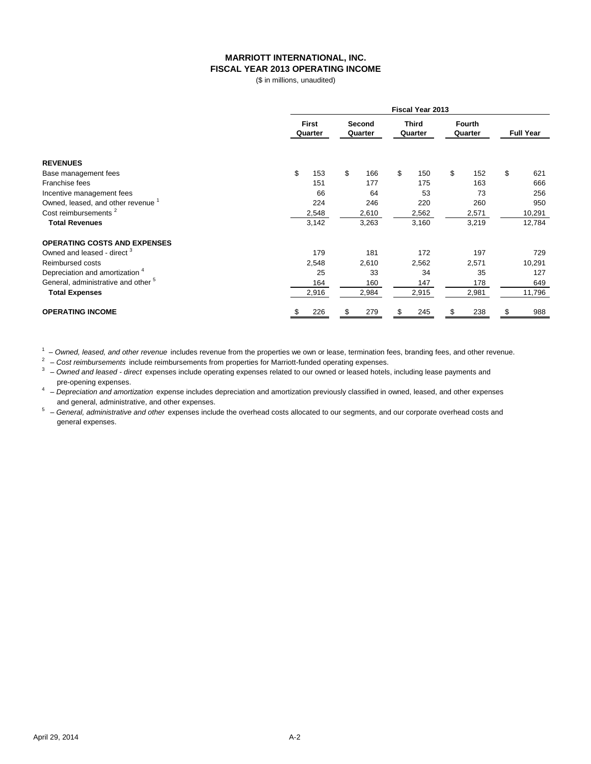# MARRIOTT INTERNATIONAL, INC.
## FISCAL YEAR 2013 OPERATING INCOME

($ in millions, unaudited)

| | Fiscal Year 2013 | | | | |
|---|---|---|---|---|---|
| | First Quarter | Second Quarter | Third Quarter | Fourth Quarter | Full Year |
| **REVENUES** | | | | | |
| Base management fees | $ 153 | $ 166 | $ 150 | $ 152 | $ 621 |
| Franchise fees | 151 | 177 | 175 | 163 | 666 |
| Incentive management fees | 66 | 64 | 53 | 73 | 256 |
| Owned, leased, and other revenue [1] | 224 | 246 | 220 | 260 | 950 |
| Cost reimbursements [2] | 2,548 | 2,610 | 2,562 | 2,571 | 10,291 |
| **Total Revenues** | 3,142 | 3,263 | 3,160 | 3,219 | 12,784 |
| **OPERATING COSTS AND EXPENSES** | | | | | |
| Owned and leased - direct [3] | 179 | 181 | 172 | 197 | 729 |
| Reimbursed costs | 2,548 | 2,610 | 2,562 | 2,571 | 10,291 |
| Depreciation and amortization [4] | 25 | 33 | 34 | 35 | 127 |
| General, administrative and other [5] | 164 | 160 | 147 | 178 | 649 |
| **Total Expenses** | 2,916 | 2,984 | 2,915 | 2,981 | 11,796 |
| **OPERATING INCOME** | $ 226 | $ 279 | $ 245 | $ 238 | $ 988 |

[1] – *Owned, leased, and other revenue* includes revenue from the properties we own or lease, termination fees, branding fees, and other revenue.

[2] – *Cost reimbursements* include reimbursements from properties for Marriott-funded operating expenses.

[3] – *Owned and leased - direct* expenses include operating expenses related to our owned or leased hotels, including lease payments and pre-opening expenses.

[4] – *Depreciation and amortization* expense includes depreciation and amortization previously classified in owned, leased, and other expenses and general, administrative, and other expenses.

[5] – *General, administrative and other* expenses include the overhead costs allocated to our segments, and our corporate overhead costs and general expenses.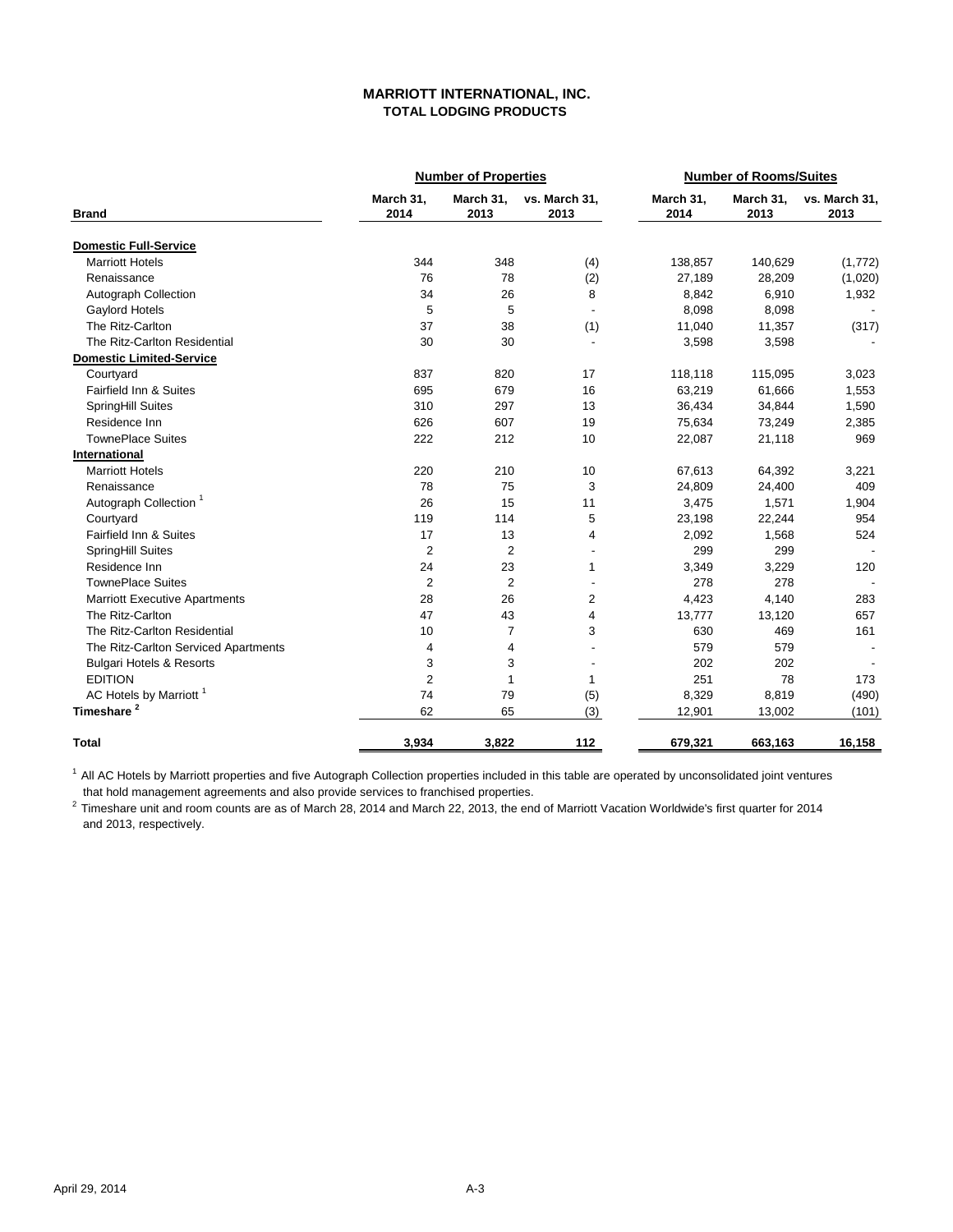# MARRIOTT INTERNATIONAL, INC.
## TOTAL LODGING PRODUCTS

| | Number of Properties | | | Number of Rooms/Suites | | |
|---|---|---|---|---|---|---|
| **Brand** | **March 31, 2014** | **March 31, 2013** | **vs. March 31, 2013** | **March 31, 2014** | **March 31, 2013** | **vs. March 31, 2013** |
| **Domestic Full-Service** | | | | | | |
| Marriott Hotels | 344 | 348 | (4) | 138,857 | 140,629 | (1,772) |
| Renaissance | 76 | 78 | (2) | 27,189 | 28,209 | (1,020) |
| Autograph Collection | 34 | 26 | 8 | 8,842 | 6,910 | 1,932 |
| Gaylord Hotels | 5 | 5 | - | 8,098 | 8,098 | - |
| The Ritz-Carlton | 37 | 38 | (1) | 11,040 | 11,357 | (317) |
| The Ritz-Carlton Residential | 30 | 30 | - | 3,598 | 3,598 | - |
| **Domestic Limited-Service** | | | | | | |
| Courtyard | 837 | 820 | 17 | 118,118 | 115,095 | 3,023 |
| Fairfield Inn & Suites | 695 | 679 | 16 | 63,219 | 61,666 | 1,553 |
| SpringHill Suites | 310 | 297 | 13 | 36,434 | 34,844 | 1,590 |
| Residence Inn | 626 | 607 | 19 | 75,634 | 73,249 | 2,385 |
| TownePlace Suites | 222 | 212 | 10 | 22,087 | 21,118 | 969 |
| **International** | | | | | | |
| Marriott Hotels | 220 | 210 | 10 | 67,613 | 64,392 | 3,221 |
| Renaissance | 78 | 75 | 3 | 24,809 | 24,400 | 409 |
| Autograph Collection [1] | 26 | 15 | 11 | 3,475 | 1,571 | 1,904 |
| Courtyard | 119 | 114 | 5 | 23,198 | 22,244 | 954 |
| Fairfield Inn & Suites | 17 | 13 | 4 | 2,092 | 1,568 | 524 |
| SpringHill Suites | 2 | 2 | - | 299 | 299 | - |
| Residence Inn | 24 | 23 | 1 | 3,349 | 3,229 | 120 |
| TownePlace Suites | 2 | 2 | - | 278 | 278 | - |
| Marriott Executive Apartments | 28 | 26 | 2 | 4,423 | 4,140 | 283 |
| The Ritz-Carlton | 47 | 43 | 4 | 13,777 | 13,120 | 657 |
| The Ritz-Carlton Residential | 10 | 7 | 3 | 630 | 469 | 161 |
| The Ritz-Carlton Serviced Apartments | 4 | 4 | - | 579 | 579 | - |
| Bulgari Hotels & Resorts | 3 | 3 | - | 202 | 202 | - |
| EDITION | 2 | 1 | 1 | 251 | 78 | 173 |
| AC Hotels by Marriott [1] | 74 | 79 | (5) | 8,329 | 8,819 | (490) |
| **Timeshare [2]** | 62 | 65 | (3) | 12,901 | 13,002 | (101) |
| **Total** | **3,934** | **3,822** | **112** | **679,321** | **663,163** | **16,158** |

[1] All AC Hotels by Marriott properties and five Autograph Collection properties included in this table are operated by unconsolidated joint ventures that hold management agreements and also provide services to franchised properties.

[2] Timeshare unit and room counts are as of March 28, 2014 and March 22, 2013, the end of Marriott Vacation Worldwide's first quarter for 2014 and 2013, respectively.

April 29, 2014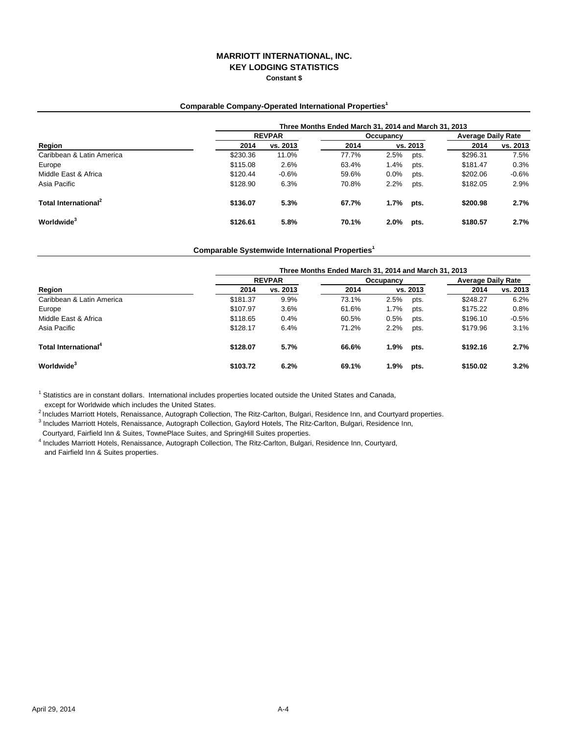# MARRIOTT INTERNATIONAL, INC.
## KEY LODGING STATISTICS
**Constant $**

### Comparable Company-Operated International Properties[1]

| | Three Months Ended March 31, 2014 and March 31, 2013 | | | | | | |
|---|---|---|---|---|---|---|---|
| | REVPAR | | Occupancy | | | Average Daily Rate | |
| Region | 2014 | vs. 2013 | 2014 | vs. 2013 | | 2014 | vs. 2013 |
| Caribbean & Latin America | $230.36 | 11.0% | 77.7% | 2.5% | pts. | $296.31 | 7.5% |
| Europe | $115.08 | 2.6% | 63.4% | 1.4% | pts. | $181.47 | 0.3% |
| Middle East & Africa | $120.44 | -0.6% | 59.6% | 0.0% | pts. | $202.06 | -0.6% |
| Asia Pacific | $128.90 | 6.3% | 70.8% | 2.2% | pts. | $182.05 | 2.9% |
| **Total International[2]** | **$136.07** | **5.3%** | **67.7%** | **1.7%** | **pts.** | **$200.98** | **2.7%** |
| **Worldwide[3]** | **$126.61** | **5.8%** | **70.1%** | **2.0%** | **pts.** | **$180.57** | **2.7%** |

### Comparable Systemwide International Properties[1]

| | Three Months Ended March 31, 2014 and March 31, 2013 | | | | | | |
|---|---|---|---|---|---|---|---|
| | REVPAR | | Occupancy | | | Average Daily Rate | |
| Region | 2014 | vs. 2013 | 2014 | vs. 2013 | | 2014 | vs. 2013 |
| Caribbean & Latin America | $181.37 | 9.9% | 73.1% | 2.5% | pts. | $248.27 | 6.2% |
| Europe | $107.97 | 3.6% | 61.6% | 1.7% | pts. | $175.22 | 0.8% |
| Middle East & Africa | $118.65 | 0.4% | 60.5% | 0.5% | pts. | $196.10 | -0.5% |
| Asia Pacific | $128.17 | 6.4% | 71.2% | 2.2% | pts. | $179.96 | 3.1% |
| **Total International[4]** | **$128.07** | **5.7%** | **66.6%** | **1.9%** | **pts.** | **$192.16** | **2.7%** |
| **Worldwide[3]** | **$103.72** | **6.2%** | **69.1%** | **1.9%** | **pts.** | **$150.02** | **3.2%** |

[1] Statistics are in constant dollars. International includes properties located outside the United States and Canada, except for Worldwide which includes the United States.

[2] Includes Marriott Hotels, Renaissance, Autograph Collection, The Ritz-Carlton, Bulgari, Residence Inn, and Courtyard properties.

[3] Includes Marriott Hotels, Renaissance, Autograph Collection, Gaylord Hotels, The Ritz-Carlton, Bulgari, Residence Inn, Courtyard, Fairfield Inn & Suites, TownePlace Suites, and SpringHill Suites properties.

[4] Includes Marriott Hotels, Renaissance, Autograph Collection, The Ritz-Carlton, Bulgari, Residence Inn, Courtyard, and Fairfield Inn & Suites properties.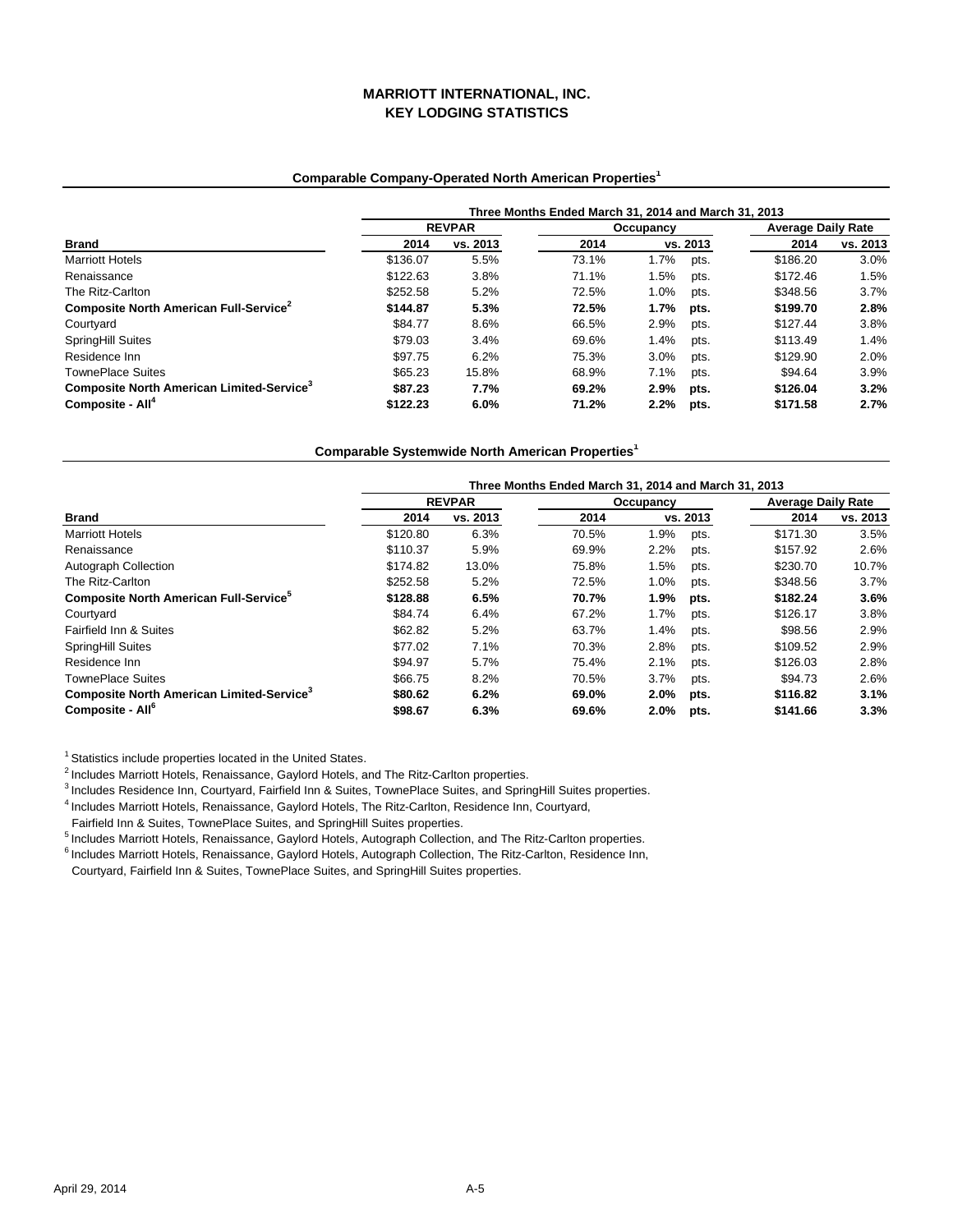# MARRIOTT INTERNATIONAL, INC.
## KEY LODGING STATISTICS

### Comparable Company-Operated North American Properties[1]

| | Three Months Ended March 31, 2014 and March 31, 2013 | | | | | | |
|---|---|---|---|---|---|---|---|
| | REVPAR | | Occupancy | | | Average Daily Rate | |
| **Brand** | **2014** | **vs. 2013** | **2014** | **vs. 2013** | | **2014** | **vs. 2013** |
| Marriott Hotels | $136.07 | 5.5% | 73.1% | 1.7% | pts. | $186.20 | 3.0% |
| Renaissance | $122.63 | 3.8% | 71.1% | 1.5% | pts. | $172.46 | 1.5% |
| The Ritz-Carlton | $252.58 | 5.2% | 72.5% | 1.0% | pts. | $348.56 | 3.7% |
| **Composite North American Full-Service[2]** | **$144.87** | **5.3%** | **72.5%** | **1.7%** | **pts.** | **$199.70** | **2.8%** |
| Courtyard | $84.77 | 8.6% | 66.5% | 2.9% | pts. | $127.44 | 3.8% |
| SpringHill Suites | $79.03 | 3.4% | 69.6% | 1.4% | pts. | $113.49 | 1.4% |
| Residence Inn | $97.75 | 6.2% | 75.3% | 3.0% | pts. | $129.90 | 2.0% |
| TownePlace Suites | $65.23 | 15.8% | 68.9% | 7.1% | pts. | $94.64 | 3.9% |
| **Composite North American Limited-Service[3]** | **$87.23** | **7.7%** | **69.2%** | **2.9%** | **pts.** | **$126.04** | **3.2%** |
| **Composite - All[4]** | **$122.23** | **6.0%** | **71.2%** | **2.2%** | **pts.** | **$171.58** | **2.7%** |

### Comparable Systemwide North American Properties[1]

| | Three Months Ended March 31, 2014 and March 31, 2013 | | | | | | |
|---|---|---|---|---|---|---|---|
| | REVPAR | | Occupancy | | | Average Daily Rate | |
| **Brand** | **2014** | **vs. 2013** | **2014** | **vs. 2013** | | **2014** | **vs. 2013** |
| Marriott Hotels | $120.80 | 6.3% | 70.5% | 1.9% | pts. | $171.30 | 3.5% |
| Renaissance | $110.37 | 5.9% | 69.9% | 2.2% | pts. | $157.92 | 2.6% |
| Autograph Collection | $174.82 | 13.0% | 75.8% | 1.5% | pts. | $230.70 | 10.7% |
| The Ritz-Carlton | $252.58 | 5.2% | 72.5% | 1.0% | pts. | $348.56 | 3.7% |
| **Composite North American Full-Service[5]** | **$128.88** | **6.5%** | **70.7%** | **1.9%** | **pts.** | **$182.24** | **3.6%** |
| Courtyard | $84.74 | 6.4% | 67.2% | 1.7% | pts. | $126.17 | 3.8% |
| Fairfield Inn & Suites | $62.82 | 5.2% | 63.7% | 1.4% | pts. | $98.56 | 2.9% |
| SpringHill Suites | $77.02 | 7.1% | 70.3% | 2.8% | pts. | $109.52 | 2.9% |
| Residence Inn | $94.97 | 5.7% | 75.4% | 2.1% | pts. | $126.03 | 2.8% |
| TownePlace Suites | $66.75 | 8.2% | 70.5% | 3.7% | pts. | $94.73 | 2.6% |
| **Composite North American Limited-Service[3]** | **$80.62** | **6.2%** | **69.0%** | **2.0%** | **pts.** | **$116.82** | **3.1%** |
| **Composite - All[6]** | **$98.67** | **6.3%** | **69.6%** | **2.0%** | **pts.** | **$141.66** | **3.3%** |

[1] Statistics include properties located in the United States.

[2] Includes Marriott Hotels, Renaissance, Gaylord Hotels, and The Ritz-Carlton properties.

[3] Includes Residence Inn, Courtyard, Fairfield Inn & Suites, TownePlace Suites, and SpringHill Suites properties.

[4] Includes Marriott Hotels, Renaissance, Gaylord Hotels, The Ritz-Carlton, Residence Inn, Courtyard, Fairfield Inn & Suites, TownePlace Suites, and SpringHill Suites properties.

[5] Includes Marriott Hotels, Renaissance, Gaylord Hotels, Autograph Collection, and The Ritz-Carlton properties.

[6] Includes Marriott Hotels, Renaissance, Gaylord Hotels, Autograph Collection, The Ritz-Carlton, Residence Inn, Courtyard, Fairfield Inn & Suites, TownePlace Suites, and SpringHill Suites properties.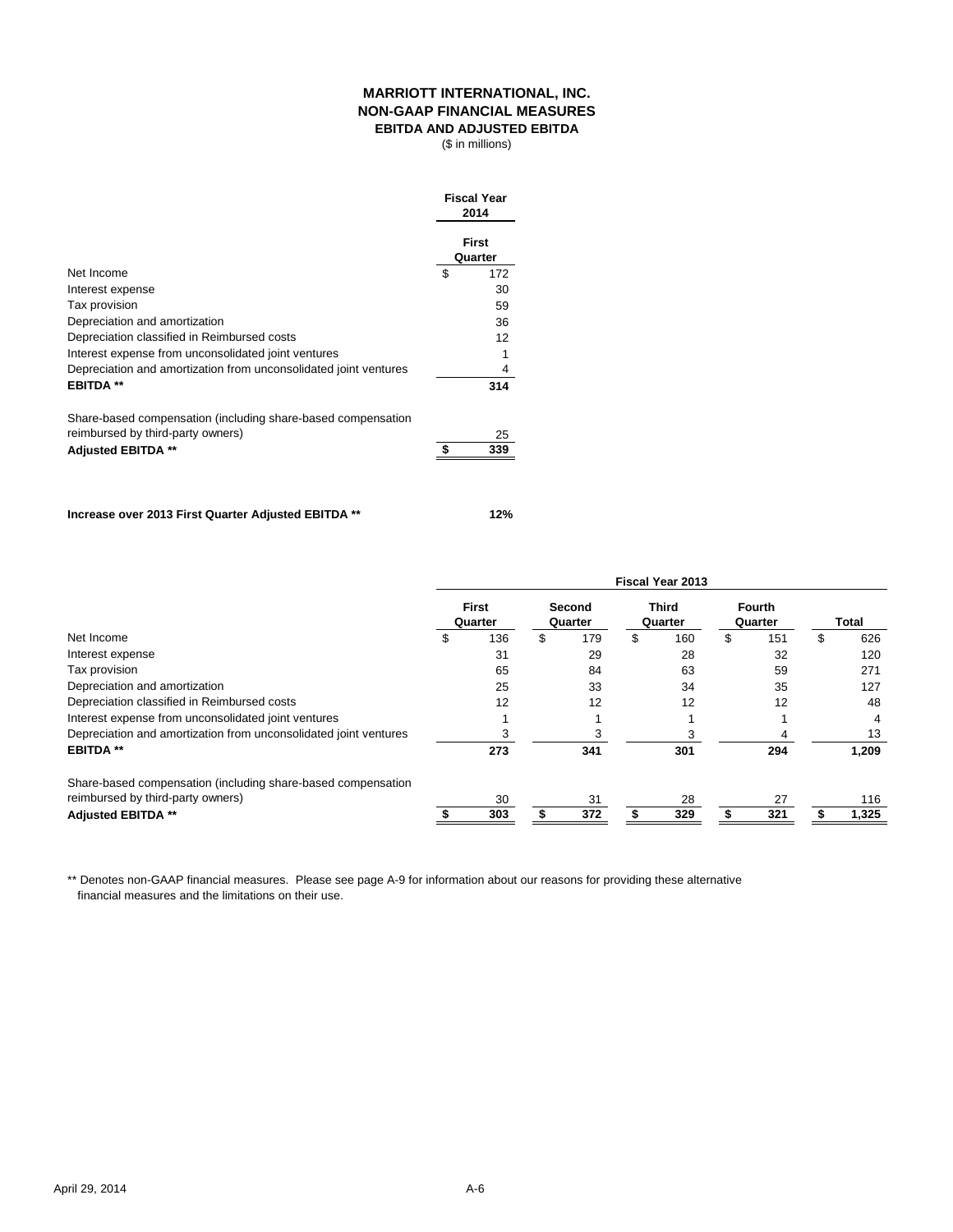# MARRIOTT INTERNATIONAL, INC.
## NON-GAAP FINANCIAL MEASURES
### EBITDA AND ADJUSTED EBITDA
($ in millions)

| | Fiscal Year 2014 |
|---|---|
| | First Quarter |
| Net Income | $ 172 |
| Interest expense | 30 |
| Tax provision | 59 |
| Depreciation and amortization | 36 |
| Depreciation classified in Reimbursed costs | 12 |
| Interest expense from unconsolidated joint ventures | 1 |
| Depreciation and amortization from unconsolidated joint ventures | 4 |
| **EBITDA \*\*** | **314** |
| Share-based compensation (including share-based compensation reimbursed by third-party owners) | 25 |
| **Adjusted EBITDA \*\*** | **$ 339** |

**Increase over 2013 First Quarter Adjusted EBITDA \*\*** **12%**

| | Fiscal Year 2013 | | | | |
|---|---|---|---|---|---|
| | First Quarter | Second Quarter | Third Quarter | Fourth Quarter | Total |
| Net Income | $ 136 | $ 179 | $ 160 | $ 151 | $ 626 |
| Interest expense | 31 | 29 | 28 | 32 | 120 |
| Tax provision | 65 | 84 | 63 | 59 | 271 |
| Depreciation and amortization | 25 | 33 | 34 | 35 | 127 |
| Depreciation classified in Reimbursed costs | 12 | 12 | 12 | 12 | 48 |
| Interest expense from unconsolidated joint ventures | 1 | 1 | 1 | 1 | 4 |
| Depreciation and amortization from unconsolidated joint ventures | 3 | 3 | 3 | 4 | 13 |
| **EBITDA \*\*** | **273** | **341** | **301** | **294** | **1,209** |
| Share-based compensation (including share-based compensation reimbursed by third-party owners) | 30 | 31 | 28 | 27 | 116 |
| **Adjusted EBITDA \*\*** | **$ 303** | **$ 372** | **$ 329** | **$ 321** | **$ 1,325** |

** Denotes non-GAAP financial measures. Please see page A-9 for information about our reasons for providing these alternative financial measures and the limitations on their use.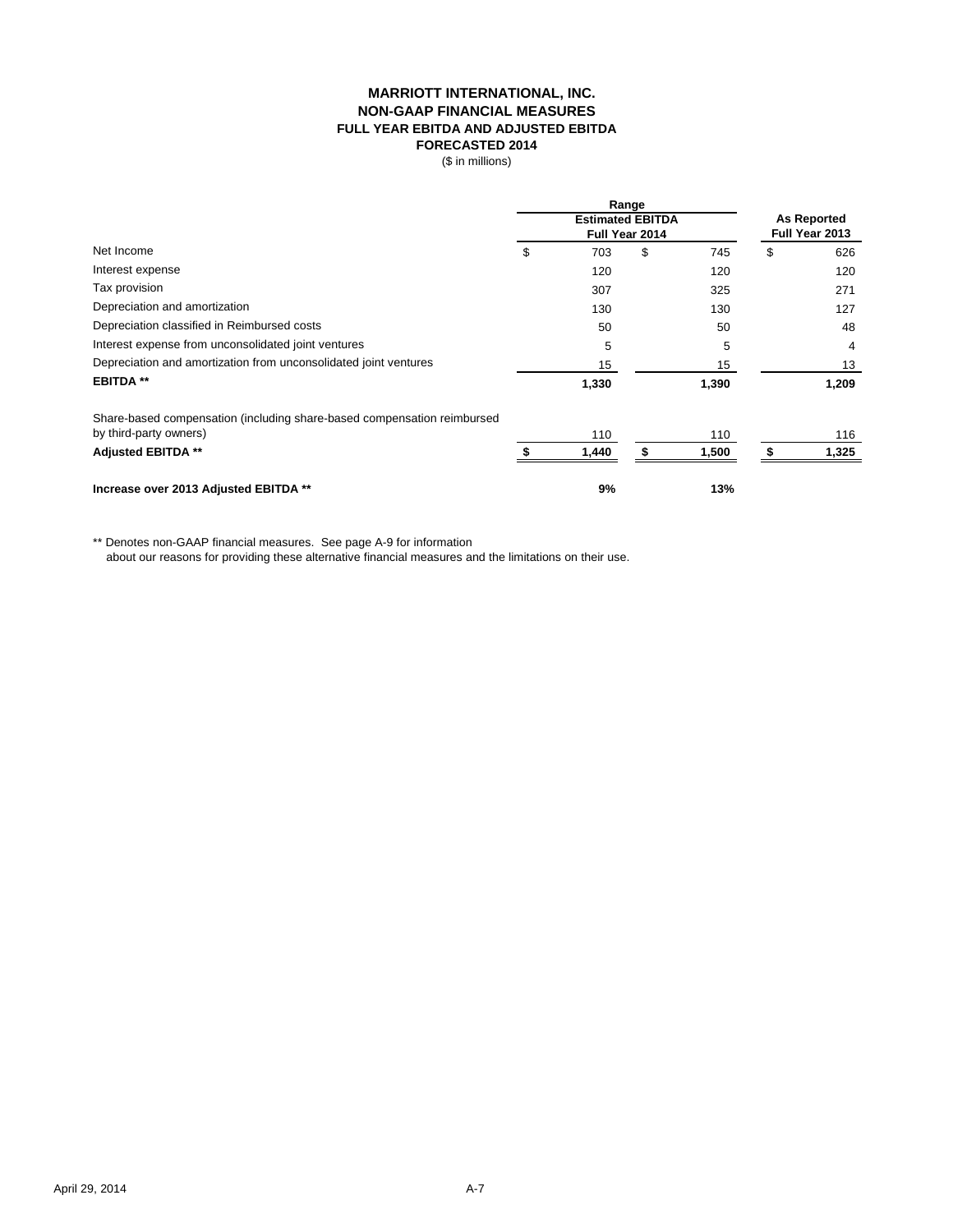# MARRIOTT INTERNATIONAL, INC.
## NON-GAAP FINANCIAL MEASURES
### FULL YEAR EBITDA AND ADJUSTED EBITDA
### FORECASTED 2014

($ in millions)

| | Range | | |
|---|---|---|---|
| | Estimated EBITDA Full Year 2014 | | As Reported Full Year 2013 |
| Net Income | $ 703 | $ 745 | $ 626 |
| Interest expense | 120 | 120 | 120 |
| Tax provision | 307 | 325 | 271 |
| Depreciation and amortization | 130 | 130 | 127 |
| Depreciation classified in Reimbursed costs | 50 | 50 | 48 |
| Interest expense from unconsolidated joint ventures | 5 | 5 | 4 |
| Depreciation and amortization from unconsolidated joint ventures | 15 | 15 | 13 |
| **EBITDA \*\*** | **1,330** | **1,390** | **1,209** |
| Share-based compensation (including share-based compensation reimbursed by third-party owners) | 110 | 110 | 116 |
| **Adjusted EBITDA \*\*** | **$ 1,440** | **$ 1,500** | **$ 1,325** |
| **Increase over 2013 Adjusted EBITDA \*\*** | **9%** | **13%** | |

** Denotes non-GAAP financial measures. See page A-9 for information about our reasons for providing these alternative financial measures and the limitations on their use.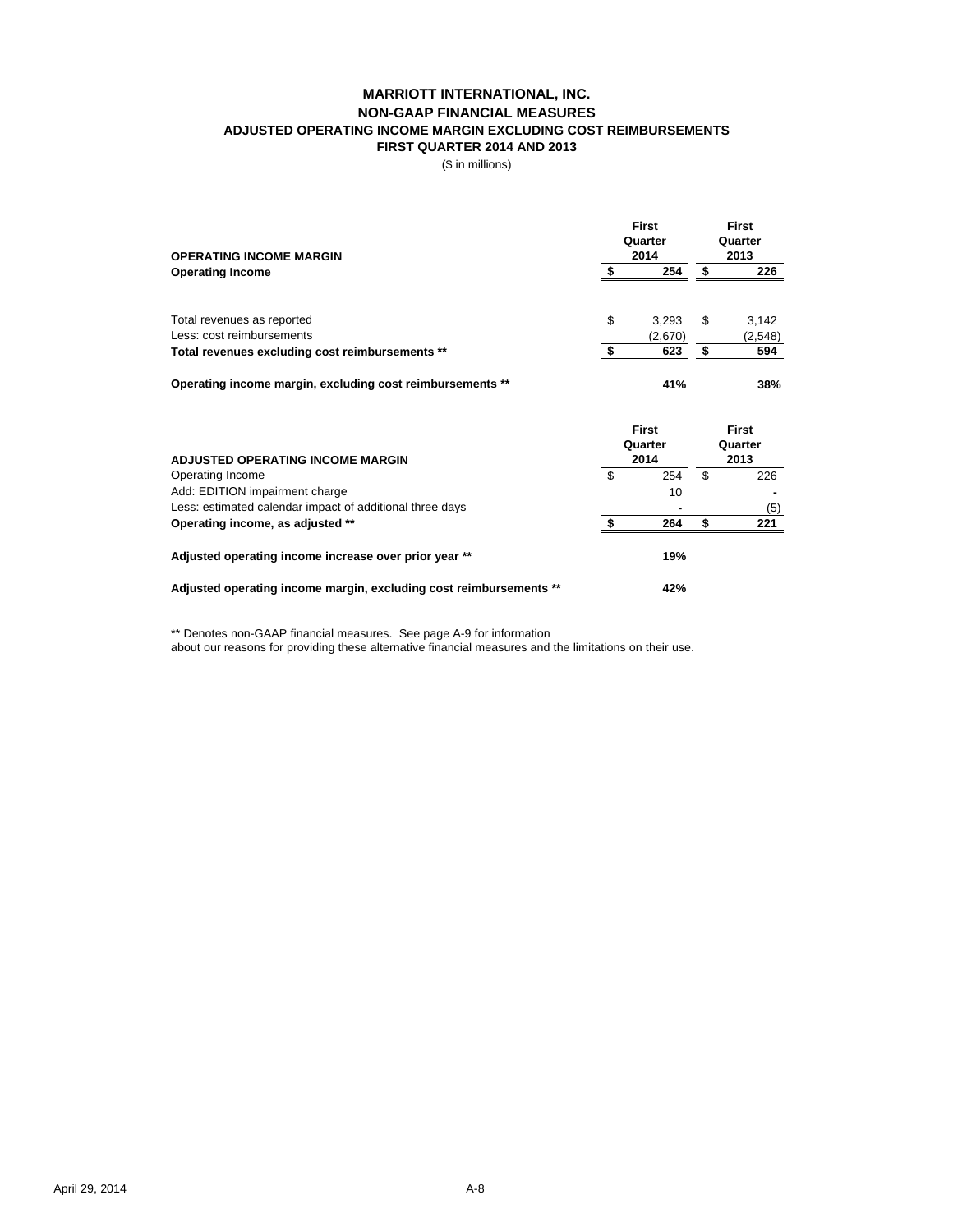# MARRIOTT INTERNATIONAL, INC.
## NON-GAAP FINANCIAL MEASURES
### ADJUSTED OPERATING INCOME MARGIN EXCLUDING COST REIMBURSEMENTS
### FIRST QUARTER 2014 AND 2013

($ in millions)

| **OPERATING INCOME MARGIN** | **First Quarter 2014** | **First Quarter 2013** |
|---|---|---|
| **Operating Income** | **$ 254** | **$ 226** |
| | | |
| Total revenues as reported | $ 3,293 | $ 3,142 |
| Less: cost reimbursements | (2,670) | (2,548) |
| **Total revenues excluding cost reimbursements \*\*** | **$ 623** | **$ 594** |
| | | |
| **Operating income margin, excluding cost reimbursements \*\*** | **41%** | **38%** |

| **ADJUSTED OPERATING INCOME MARGIN** | **First Quarter 2014** | **First Quarter 2013** |
|---|---|---|
| Operating Income | $ 254 | $ 226 |
| Add: EDITION impairment charge | 10 | - |
| Less: estimated calendar impact of additional three days | - | (5) |
| **Operating income, as adjusted \*\*** | **$ 264** | **$ 221** |
| | | |
| **Adjusted operating income increase over prior year \*\*** | **19%** | |
| | | |
| **Adjusted operating income margin, excluding cost reimbursements \*\*** | **42%** | |

** Denotes non-GAAP financial measures. See page A-9 for information about our reasons for providing these alternative financial measures and the limitations on their use.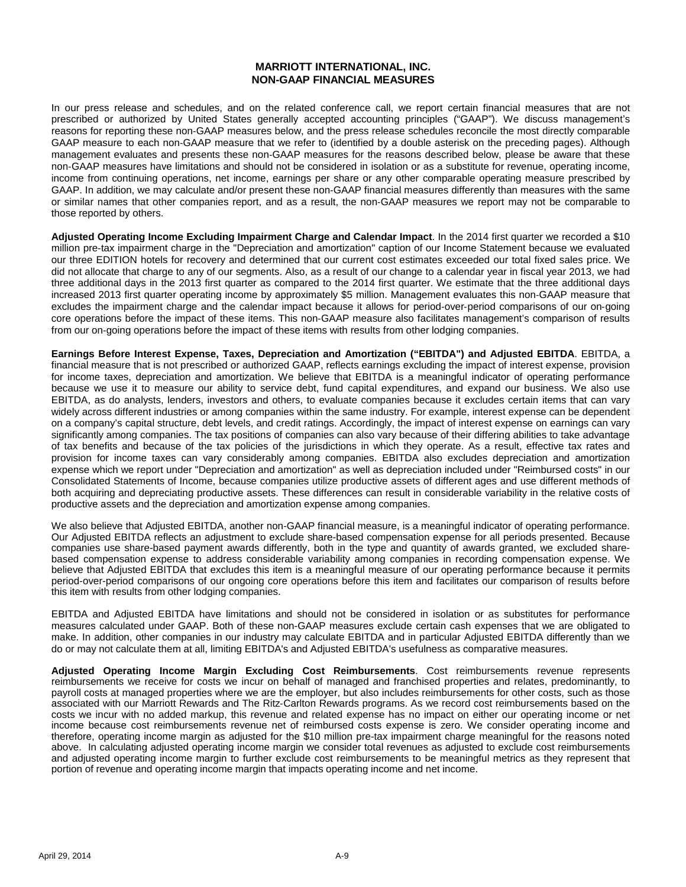# MARRIOTT INTERNATIONAL, INC.
# NON-GAAP FINANCIAL MEASURES

In our press release and schedules, and on the related conference call, we report certain financial measures that are not prescribed or authorized by United States generally accepted accounting principles ("GAAP"). We discuss management's reasons for reporting these non-GAAP measures below, and the press release schedules reconcile the most directly comparable GAAP measure to each non-GAAP measure that we refer to (identified by a double asterisk on the preceding pages). Although management evaluates and presents these non-GAAP measures for the reasons described below, please be aware that these non-GAAP measures have limitations and should not be considered in isolation or as a substitute for revenue, operating income, income from continuing operations, net income, earnings per share or any other comparable operating measure prescribed by GAAP. In addition, we may calculate and/or present these non-GAAP financial measures differently than measures with the same or similar names that other companies report, and as a result, the non-GAAP measures we report may not be comparable to those reported by others.

**Adjusted Operating Income Excluding Impairment Charge and Calendar Impact**. In the 2014 first quarter we recorded a $10 million pre-tax impairment charge in the "Depreciation and amortization" caption of our Income Statement because we evaluated our three EDITION hotels for recovery and determined that our current cost estimates exceeded our total fixed sales price. We did not allocate that charge to any of our segments. Also, as a result of our change to a calendar year in fiscal year 2013, we had three additional days in the 2013 first quarter as compared to the 2014 first quarter. We estimate that the three additional days increased 2013 first quarter operating income by approximately $5 million. Management evaluates this non-GAAP measure that excludes the impairment charge and the calendar impact because it allows for period-over-period comparisons of our on-going core operations before the impact of these items. This non-GAAP measure also facilitates management's comparison of results from our on-going operations before the impact of these items with results from other lodging companies.

**Earnings Before Interest Expense, Taxes, Depreciation and Amortization ("EBITDA") and Adjusted EBITDA**. EBITDA, a financial measure that is not prescribed or authorized GAAP, reflects earnings excluding the impact of interest expense, provision for income taxes, depreciation and amortization. We believe that EBITDA is a meaningful indicator of operating performance because we use it to measure our ability to service debt, fund capital expenditures, and expand our business. We also use EBITDA, as do analysts, lenders, investors and others, to evaluate companies because it excludes certain items that can vary widely across different industries or among companies within the same industry. For example, interest expense can be dependent on a company's capital structure, debt levels, and credit ratings. Accordingly, the impact of interest expense on earnings can vary significantly among companies. The tax positions of companies can also vary because of their differing abilities to take advantage of tax benefits and because of the tax policies of the jurisdictions in which they operate. As a result, effective tax rates and provision for income taxes can vary considerably among companies. EBITDA also excludes depreciation and amortization expense which we report under "Depreciation and amortization" as well as depreciation included under "Reimbursed costs" in our Consolidated Statements of Income, because companies utilize productive assets of different ages and use different methods of both acquiring and depreciating productive assets. These differences can result in considerable variability in the relative costs of productive assets and the depreciation and amortization expense among companies.

We also believe that Adjusted EBITDA, another non-GAAP financial measure, is a meaningful indicator of operating performance. Our Adjusted EBITDA reflects an adjustment to exclude share-based compensation expense for all periods presented. Because companies use share-based payment awards differently, both in the type and quantity of awards granted, we excluded share-based compensation expense to address considerable variability among companies in recording compensation expense. We believe that Adjusted EBITDA that excludes this item is a meaningful measure of our operating performance because it permits period-over-period comparisons of our ongoing core operations before this item and facilitates our comparison of results before this item with results from other lodging companies.

EBITDA and Adjusted EBITDA have limitations and should not be considered in isolation or as substitutes for performance measures calculated under GAAP. Both of these non-GAAP measures exclude certain cash expenses that we are obligated to make. In addition, other companies in our industry may calculate EBITDA and in particular Adjusted EBITDA differently than we do or may not calculate them at all, limiting EBITDA's and Adjusted EBITDA's usefulness as comparative measures.

**Adjusted Operating Income Margin Excluding Cost Reimbursements**. Cost reimbursements revenue represents reimbursements we receive for costs we incur on behalf of managed and franchised properties and relates, predominantly, to payroll costs at managed properties where we are the employer, but also includes reimbursements for other costs, such as those associated with our Marriott Rewards and The Ritz-Carlton Rewards programs. As we record cost reimbursements based on the costs we incur with no added markup, this revenue and related expense has no impact on either our operating income or net income because cost reimbursements revenue net of reimbursed costs expense is zero. We consider operating income and therefore, operating income margin as adjusted for the $10 million pre-tax impairment charge meaningful for the reasons noted above. In calculating adjusted operating income margin we consider total revenues as adjusted to exclude cost reimbursements and adjusted operating income margin to further exclude cost reimbursements to be meaningful metrics as they represent that portion of revenue and operating income margin that impacts operating income and net income.